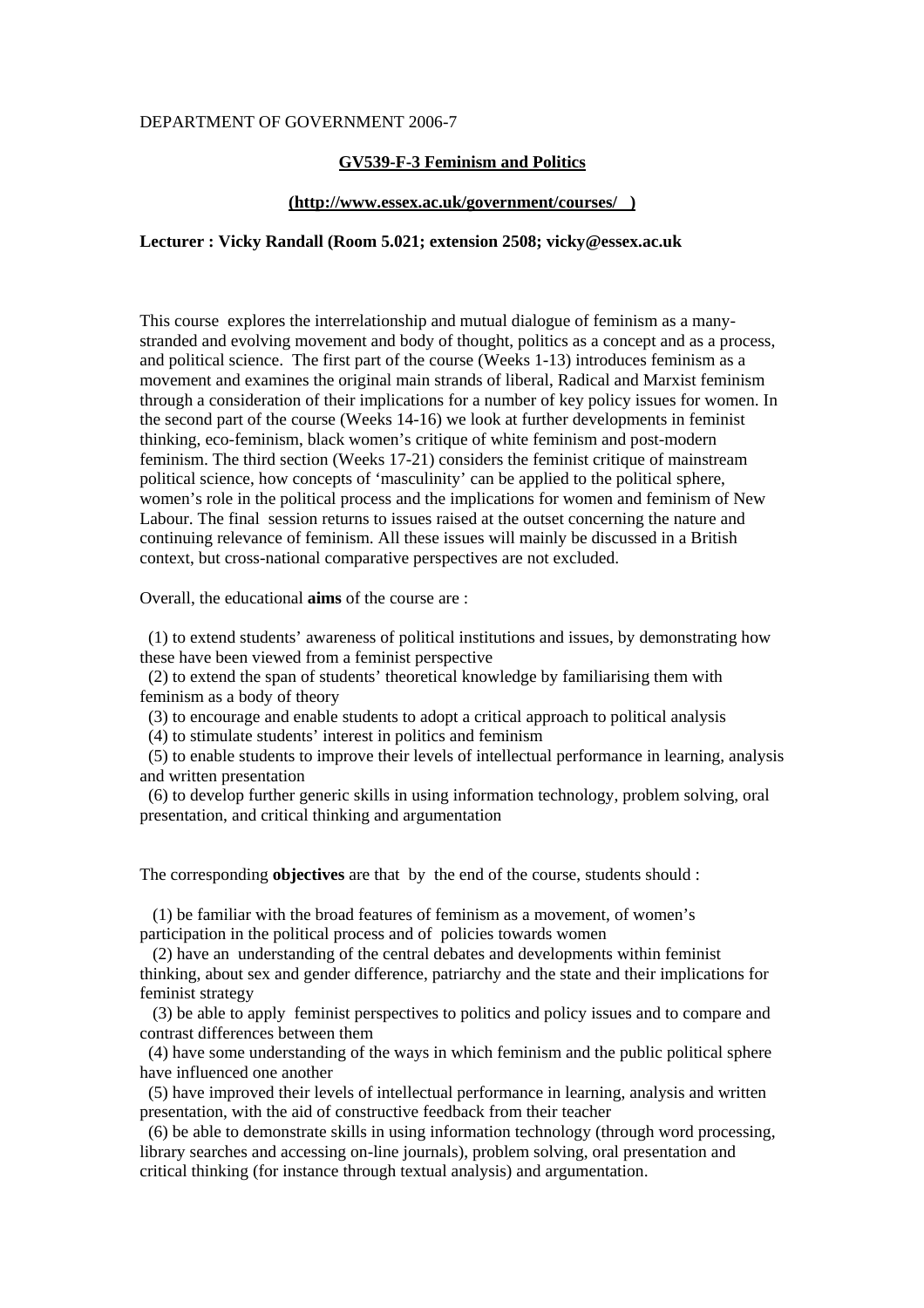DEPARTMENT OF GOVERNMENT 2006-7

**GV539-F-3 Feminism and Politics**

**(http://www.essex.ac.uk/government/courses/ )**

**Lecturer : Vicky Randall (Room 5.021; extension 2508; vicky@essex.ac.uk**

This course explores the interrelationship and mutual dialogue of feminism as a many-stranded and evolving movement and body of thought, politics as a concept and as a process, and political science. The first part of the course (Weeks 1-13) introduces feminism as a movement and examines the original main strands of liberal, Radical and Marxist feminism through a consideration of their implications for a number of key policy issues for women. In the second part of the course (Weeks 14-16) we look at further developments in feminist thinking, eco-feminism, black women's critique of white feminism and post-modern feminism. The third section (Weeks 17-21) considers the feminist critique of mainstream political science, how concepts of 'masculinity' can be applied to the political sphere, women's role in the political process and the implications for women and feminism of New Labour. The final session returns to issues raised at the outset concerning the nature and continuing relevance of feminism. All these issues will mainly be discussed in a British context, but cross-national comparative perspectives are not excluded.

Overall, the educational **aims** of the course are :

(1) to extend students' awareness of political institutions and issues, by demonstrating how these have been viewed from a feminist perspective
(2) to extend the span of students' theoretical knowledge by familiarising them with feminism as a body of theory
(3) to encourage and enable students to adopt a critical approach to political analysis
(4) to stimulate students' interest in politics and feminism
(5) to enable students to improve their levels of intellectual performance in learning, analysis and written presentation
(6) to develop further generic skills in using information technology, problem solving, oral presentation, and critical thinking and argumentation

The corresponding **objectives** are that by the end of the course, students should :

(1) be familiar with the broad features of feminism as a movement, of women's participation in the political process and of policies towards women
(2) have an understanding of the central debates and developments within feminist thinking, about sex and gender difference, patriarchy and the state and their implications for feminist strategy
(3) be able to apply feminist perspectives to politics and policy issues and to compare and contrast differences between them
(4) have some understanding of the ways in which feminism and the public political sphere have influenced one another
(5) have improved their levels of intellectual performance in learning, analysis and written presentation, with the aid of constructive feedback from their teacher
(6) be able to demonstrate skills in using information technology (through word processing, library searches and accessing on-line journals), problem solving, oral presentation and critical thinking (for instance through textual analysis) and argumentation.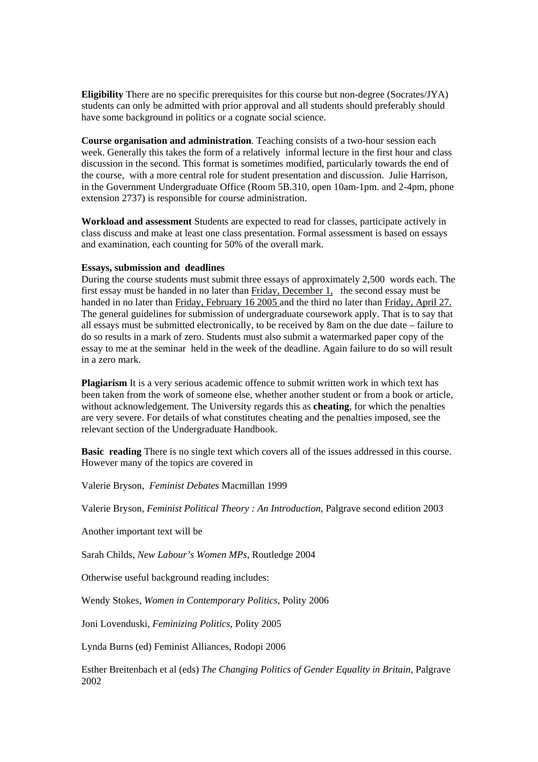**Eligibility** There are no specific prerequisites for this course but non-degree (Socrates/JYA) students can only be admitted with prior approval and all students should preferably should have some background in politics or a cognate social science.

**Course organisation and administration**. Teaching consists of a two-hour session each week. Generally this takes the form of a relatively informal lecture in the first hour and class discussion in the second. This format is sometimes modified, particularly towards the end of the course, with a more central role for student presentation and discussion. Julie Harrison, in the Government Undergraduate Office (Room 5B.310, open 10am-1pm. and 2-4pm, phone extension 2737) is responsible for course administration.

**Workload and assessment** Students are expected to read for classes, participate actively in class discuss and make at least one class presentation. Formal assessment is based on essays and examination, each counting for 50% of the overall mark.

**Essays, submission and deadlines**

During the course students must submit three essays of approximately 2,500 words each. The first essay must be handed in no later than Friday, December 1, the second essay must be handed in no later than Friday, February 16 2005 and the third no later than Friday, April 27. The general guidelines for submission of undergraduate coursework apply. That is to say that all essays must be submitted electronically, to be received by 8am on the due date – failure to do so results in a mark of zero. Students must also submit a watermarked paper copy of the essay to me at the seminar held in the week of the deadline. Again failure to do so will result in a zero mark.

**Plagiarism** It is a very serious academic offence to submit written work in which text has been taken from the work of someone else, whether another student or from a book or article, without acknowledgement. The University regards this as **cheating**, for which the penalties are very severe. For details of what constitutes cheating and the penalties imposed, see the relevant section of the Undergraduate Handbook.

**Basic reading** There is no single text which covers all of the issues addressed in this course. However many of the topics are covered in

Valerie Bryson, *Feminist Debates* Macmillan 1999

Valerie Bryson, *Feminist Political Theory : An Introduction*, Palgrave second edition 2003

Another important text will be

Sarah Childs, *New Labour's Women MPs*, Routledge 2004

Otherwise useful background reading includes:

Wendy Stokes, *Women in Contemporary Politics*, Polity 2006

Joni Lovenduski, *Feminizing Politics*, Polity 2005

Lynda Burns (ed) Feminist Alliances, Rodopi 2006

Esther Breitenbach et al (eds) *The Changing Politics of Gender Equality in Britain*, Palgrave 2002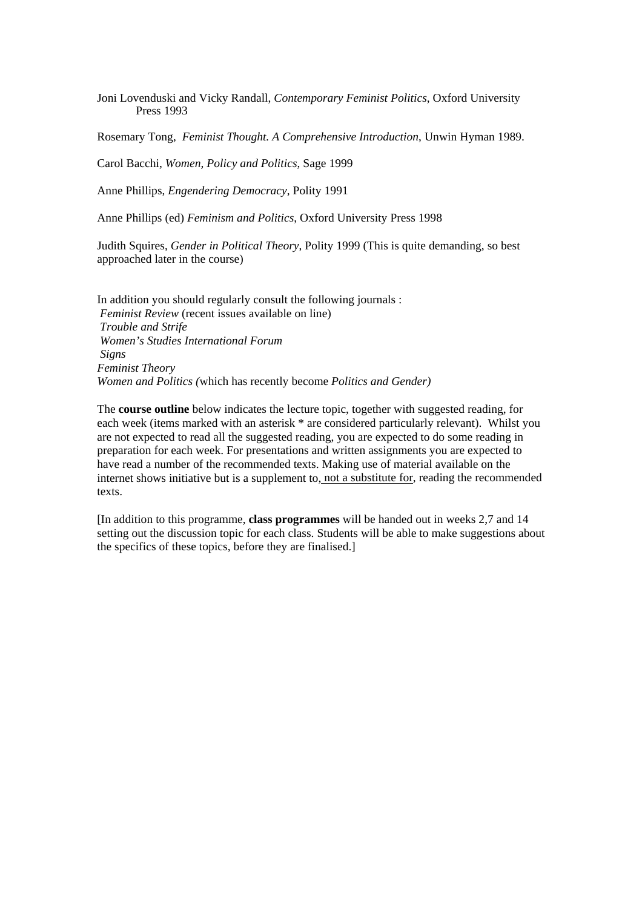Joni Lovenduski and Vicky Randall, *Contemporary Feminist Politics*, Oxford University Press 1993

Rosemary Tong, *Feminist Thought. A Comprehensive Introduction*, Unwin Hyman 1989.

Carol Bacchi, *Women, Policy and Politics*, Sage 1999

Anne Phillips, *Engendering Democracy*, Polity 1991

Anne Phillips (ed) *Feminism and Politics*, Oxford University Press 1998

Judith Squires, *Gender in Political Theory*, Polity 1999 (This is quite demanding, so best approached later in the course)

In addition you should regularly consult the following journals :
*Feminist Review* (recent issues available on line)
*Trouble and Strife*
*Women's Studies International Forum*
*Signs*
*Feminist Theory*
*Women and Politics (*which has recently become *Politics and Gender)*

The **course outline** below indicates the lecture topic, together with suggested reading, for each week (items marked with an asterisk * are considered particularly relevant). Whilst you are not expected to read all the suggested reading, you are expected to do some reading in preparation for each week. For presentations and written assignments you are expected to have read a number of the recommended texts. Making use of material available on the internet shows initiative but is a supplement to, <u>not a substitute for</u>, reading the recommended texts.

[In addition to this programme, **class programmes** will be handed out in weeks 2,7 and 14 setting out the discussion topic for each class. Students will be able to make suggestions about the specifics of these topics, before they are finalised.]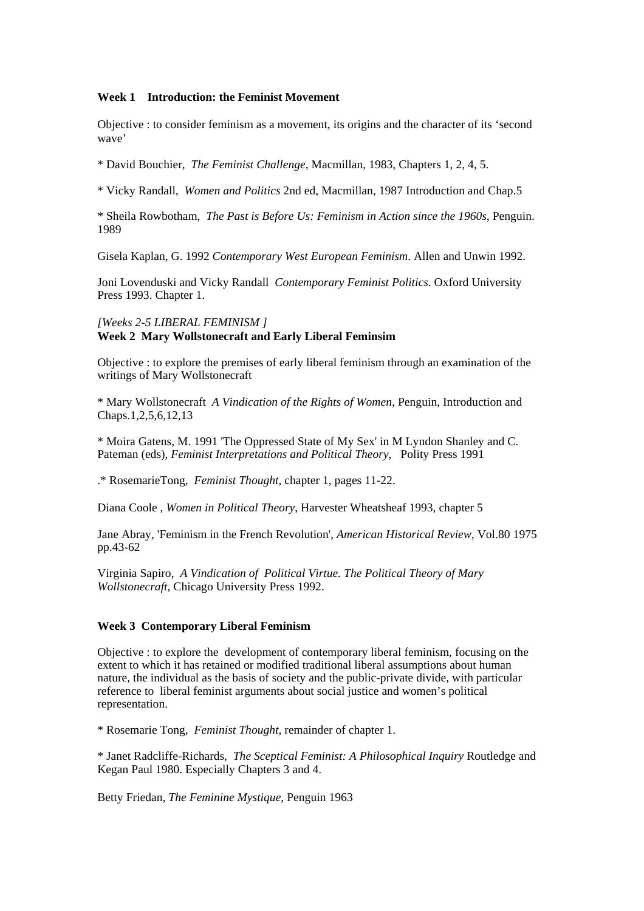**Week 1 Introduction: the Feminist Movement**

Objective : to consider feminism as a movement, its origins and the character of its 'second wave'

* David Bouchier, *The Feminist Challenge*, Macmillan, 1983, Chapters 1, 2, 4, 5.

* Vicky Randall, *Women and Politics* 2nd ed, Macmillan, 1987 Introduction and Chap.5

* Sheila Rowbotham, *The Past is Before Us: Feminism in Action since the 1960s*, Penguin. 1989

Gisela Kaplan, G. 1992 *Contemporary West European Feminism*. Allen and Unwin 1992.

Joni Lovenduski and Vicky Randall *Contemporary Feminist Politics*. Oxford University Press 1993. Chapter 1.

*[Weeks 2-5 LIBERAL FEMINISM ]*
**Week 2 Mary Wollstonecraft and Early Liberal Feminsim**

Objective : to explore the premises of early liberal feminism through an examination of the writings of Mary Wollstonecraft

* Mary Wollstonecraft *A Vindication of the Rights of Women*, Penguin, Introduction and Chaps.1,2,5,6,12,13

* Moira Gatens, M. 1991 'The Oppressed State of My Sex' in M Lyndon Shanley and C. Pateman (eds), *Feminist Interpretations and Political Theory*, Polity Press 1991

.* RosemarieTong, *Feminist Thought*, chapter 1, pages 11-22.

Diana Coole , *Women in Political Theory*, Harvester Wheatsheaf 1993, chapter 5

Jane Abray, 'Feminism in the French Revolution', *American Historical Review*, Vol.80 1975 pp.43-62

Virginia Sapiro, *A Vindication of Political Virtue. The Political Theory of Mary Wollstonecraft*, Chicago University Press 1992.

**Week 3 Contemporary Liberal Feminism**

Objective : to explore the development of contemporary liberal feminism, focusing on the extent to which it has retained or modified traditional liberal assumptions about human nature, the individual as the basis of society and the public-private divide, with particular reference to liberal feminist arguments about social justice and women's political representation.

* Rosemarie Tong, *Feminist Thought*, remainder of chapter 1.

* Janet Radcliffe-Richards, *The Sceptical Feminist: A Philosophical Inquiry* Routledge and Kegan Paul 1980. Especially Chapters 3 and 4.

Betty Friedan, *The Feminine Mystique*, Penguin 1963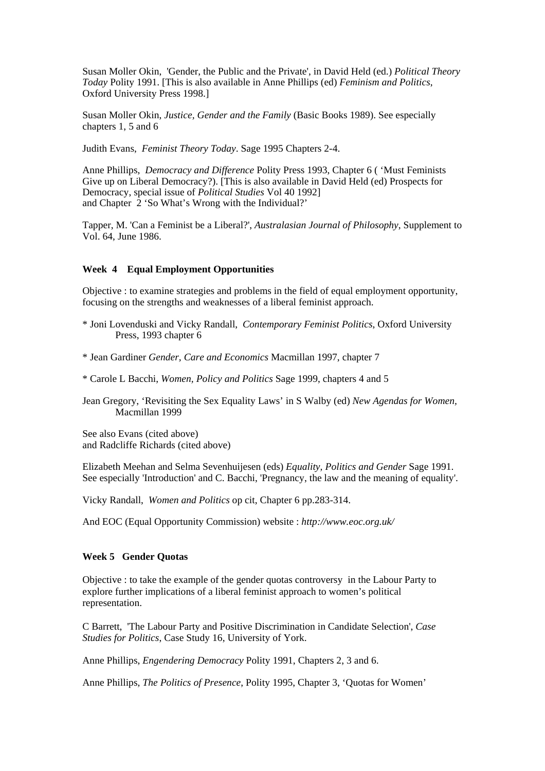Susan Moller Okin, 'Gender, the Public and the Private', in David Held (ed.) *Political Theory Today* Polity 1991. [This is also available in Anne Phillips (ed) *Feminism and Politics*, Oxford University Press 1998.]

Susan Moller Okin, *Justice, Gender and the Family* (Basic Books 1989). See especially chapters 1, 5 and 6

Judith Evans, *Feminist Theory Today*. Sage 1995 Chapters 2-4.

Anne Phillips, *Democracy and Difference* Polity Press 1993, Chapter 6 ( 'Must Feminists Give up on Liberal Democracy?). [This is also available in David Held (ed) Prospects for Democracy, special issue of *Political Studies* Vol 40 1992]
and Chapter 2 'So What's Wrong with the Individual?'

Tapper, M. 'Can a Feminist be a Liberal?', *Australasian Journal of Philosophy*, Supplement to Vol. 64, June 1986.

**Week 4 Equal Employment Opportunities**

Objective : to examine strategies and problems in the field of equal employment opportunity, focusing on the strengths and weaknesses of a liberal feminist approach.

* Joni Lovenduski and Vicky Randall, *Contemporary Feminist Politics*, Oxford University Press, 1993 chapter 6

* Jean Gardiner *Gender, Care and Economics* Macmillan 1997, chapter 7

* Carole L Bacchi, *Women, Policy and Politics* Sage 1999, chapters 4 and 5

Jean Gregory, 'Revisiting the Sex Equality Laws' in S Walby (ed) *New Agendas for Women,* Macmillan 1999

See also Evans (cited above)
and Radcliffe Richards (cited above)

Elizabeth Meehan and Selma Sevenhuijesen (eds) *Equality, Politics and Gender* Sage 1991. See especially 'Introduction' and C. Bacchi, 'Pregnancy, the law and the meaning of equality'.

Vicky Randall, *Women and Politics* op cit, Chapter 6 pp.283-314.

And EOC (Equal Opportunity Commission) website : *http://www.eoc.org.uk/*

**Week 5 Gender Quotas**

Objective : to take the example of the gender quotas controversy in the Labour Party to explore further implications of a liberal feminist approach to women's political representation.

C Barrett, 'The Labour Party and Positive Discrimination in Candidate Selection', *Case Studies for Politics*, Case Study 16, University of York.

Anne Phillips, *Engendering Democracy* Polity 1991, Chapters 2, 3 and 6.

Anne Phillips, *The Politics of Presence*, Polity 1995, Chapter 3, 'Quotas for Women'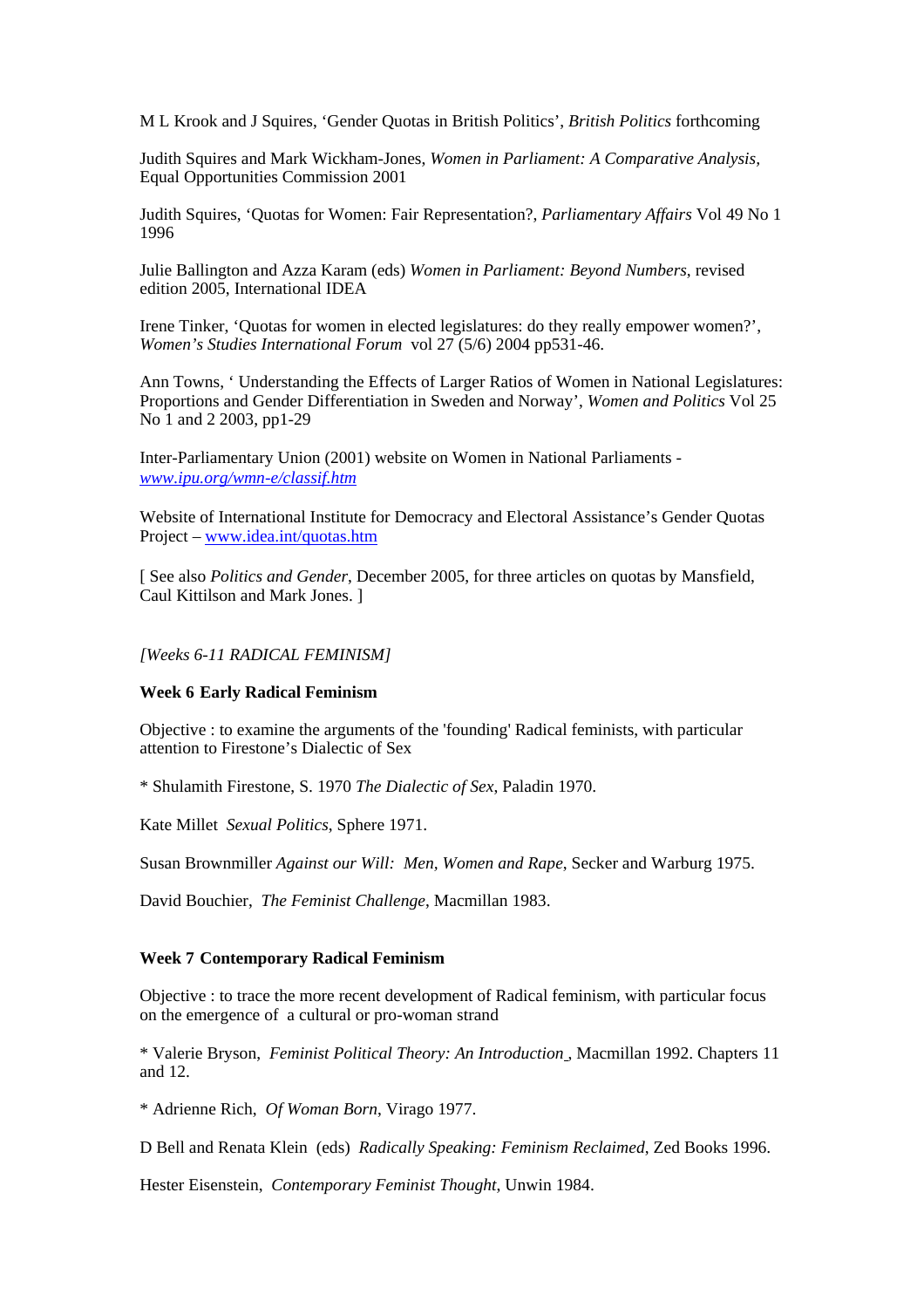M L Krook and J Squires, 'Gender Quotas in British Politics', *British Politics* forthcoming

Judith Squires and Mark Wickham-Jones, *Women in Parliament: A Comparative Analysis*, Equal Opportunities Commission 2001

Judith Squires, 'Quotas for Women: Fair Representation?, *Parliamentary Affairs* Vol 49 No 1 1996

Julie Ballington and Azza Karam (eds) *Women in Parliament: Beyond Numbers*, revised edition 2005, International IDEA

Irene Tinker, 'Quotas for women in elected legislatures: do they really empower women?', *Women's Studies International Forum* vol 27 (5/6) 2004 pp531-46.

Ann Towns, ' Understanding the Effects of Larger Ratios of Women in National Legislatures: Proportions and Gender Differentiation in Sweden and Norway', *Women and Politics* Vol 25 No 1 and 2 2003, pp1-29

Inter-Parliamentary Union (2001) website on Women in National Parliaments - *www.ipu.org/wmn-e/classif.htm*

Website of International Institute for Democracy and Electoral Assistance's Gender Quotas Project – www.idea.int/quotas.htm

[ See also *Politics and Gender*, December 2005, for three articles on quotas by Mansfield, Caul Kittilson and Mark Jones. ]

*[Weeks 6-11 RADICAL FEMINISM]*

### Week 6 Early Radical Feminism

Objective : to examine the arguments of the 'founding' Radical feminists, with particular attention to Firestone's Dialectic of Sex

* Shulamith Firestone, S. 1970 *The Dialectic of Sex*, Paladin 1970.

Kate Millet *Sexual Politics*, Sphere 1971.

Susan Brownmiller *Against our Will: Men, Women and Rape*, Secker and Warburg 1975.

David Bouchier, *The Feminist Challenge*, Macmillan 1983.

### Week 7 Contemporary Radical Feminism

Objective : to trace the more recent development of Radical feminism, with particular focus on the emergence of a cultural or pro-woman strand

* Valerie Bryson, *Feminist Political Theory: An Introduction*, Macmillan 1992. Chapters 11 and 12.

* Adrienne Rich, *Of Woman Born*, Virago 1977.

D Bell and Renata Klein (eds) *Radically Speaking: Feminism Reclaimed*, Zed Books 1996.

Hester Eisenstein, *Contemporary Feminist Thought*, Unwin 1984.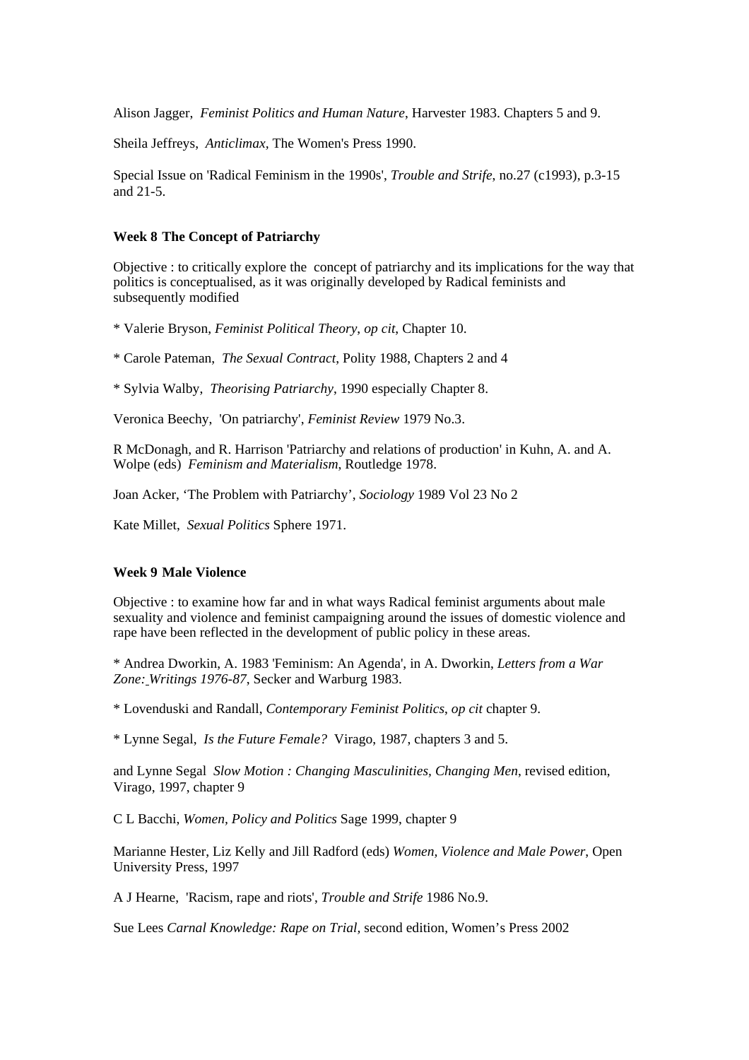Alison Jagger, *Feminist Politics and Human Nature*, Harvester 1983. Chapters 5 and 9.

Sheila Jeffreys, *Anticlimax*, The Women's Press 1990.

Special Issue on 'Radical Feminism in the 1990s', *Trouble and Strife*, no.27 (c1993), p.3-15 and 21-5.

**Week 8 The Concept of Patriarchy**

Objective : to critically explore the concept of patriarchy and its implications for the way that politics is conceptualised, as it was originally developed by Radical feminists and subsequently modified

* Valerie Bryson, *Feminist Political Theory*, *op cit*, Chapter 10.

* Carole Pateman, *The Sexual Contract*, Polity 1988, Chapters 2 and 4

* Sylvia Walby, *Theorising Patriarchy*, 1990 especially Chapter 8.

Veronica Beechy, 'On patriarchy', *Feminist Review* 1979 No.3.

R McDonagh, and R. Harrison 'Patriarchy and relations of production' in Kuhn, A. and A. Wolpe (eds) *Feminism and Materialism*, Routledge 1978.

Joan Acker, 'The Problem with Patriarchy', *Sociology* 1989 Vol 23 No 2

Kate Millet, *Sexual Politics* Sphere 1971.

**Week 9 Male Violence**

Objective : to examine how far and in what ways Radical feminist arguments about male sexuality and violence and feminist campaigning around the issues of domestic violence and rape have been reflected in the development of public policy in these areas.

* Andrea Dworkin, A. 1983 'Feminism: An Agenda', in A. Dworkin, *Letters from a War Zone: Writings 1976-87*, Secker and Warburg 1983.

* Lovenduski and Randall, *Contemporary Feminist Politics*, *op cit* chapter 9.

* Lynne Segal, *Is the Future Female?* Virago, 1987, chapters 3 and 5.

and Lynne Segal *Slow Motion : Changing Masculinities, Changing Men*, revised edition, Virago, 1997, chapter 9

C L Bacchi, *Women, Policy and Politics* Sage 1999, chapter 9

Marianne Hester, Liz Kelly and Jill Radford (eds) *Women, Violence and Male Power*, Open University Press, 1997

A J Hearne, 'Racism, rape and riots', *Trouble and Strife* 1986 No.9.

Sue Lees *Carnal Knowledge: Rape on Trial*, second edition, Women's Press 2002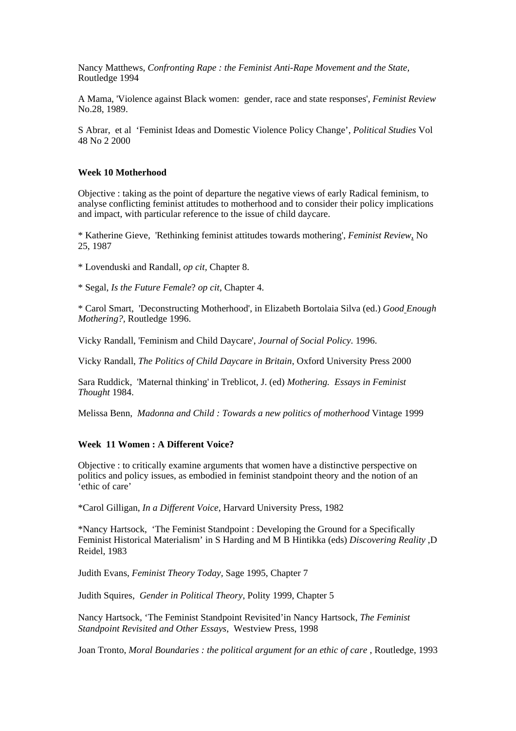Nancy Matthews, *Confronting Rape : the Feminist Anti-Rape Movement and the State,* Routledge 1994

A Mama, 'Violence against Black women: gender, race and state responses', *Feminist Review* No.28, 1989.

S Abrar, et al 'Feminist Ideas and Domestic Violence Policy Change', *Political Studies* Vol 48 No 2 2000

**Week 10 Motherhood**

Objective : taking as the point of departure the negative views of early Radical feminism, to analyse conflicting feminist attitudes to motherhood and to consider their policy implications and impact, with particular reference to the issue of child daycare.

* Katherine Gieve, 'Rethinking feminist attitudes towards mothering', *Feminist Review*, No 25, 1987

* Lovenduski and Randall, *op cit*, Chapter 8.

* Segal, *Is the Future Female*? *op cit*, Chapter 4.

* Carol Smart, 'Deconstructing Motherhood', in Elizabeth Bortolaia Silva (ed.) *Good Enough Mothering?*, Routledge 1996.

Vicky Randall, 'Feminism and Child Daycare', *Journal of Social Policy*. 1996.

Vicky Randall, *The Politics of Child Daycare in Britain*, Oxford University Press 2000

Sara Ruddick, 'Maternal thinking' in Treblicot, J. (ed) *Mothering. Essays in Feminist Thought* 1984.

Melissa Benn, *Madonna and Child : Towards a new politics of motherhood* Vintage 1999

**Week 11 Women : A Different Voice?**

Objective : to critically examine arguments that women have a distinctive perspective on politics and policy issues, as embodied in feminist standpoint theory and the notion of an 'ethic of care'

*Carol Gilligan, *In a Different Voice*, Harvard University Press, 1982

*Nancy Hartsock, 'The Feminist Standpoint : Developing the Ground for a Specifically Feminist Historical Materialism' in S Harding and M B Hintikka (eds) *Discovering Reality* ,D Reidel, 1983

Judith Evans, *Feminist Theory Today,* Sage 1995, Chapter 7

Judith Squires, *Gender in Political Theory*, Polity 1999, Chapter 5

Nancy Hartsock, 'The Feminist Standpoint Revisited'in Nancy Hartsock, *The Feminist Standpoint Revisited and Other Essays*, Westview Press, 1998

Joan Tronto, *Moral Boundaries : the political argument for an ethic of care* , Routledge, 1993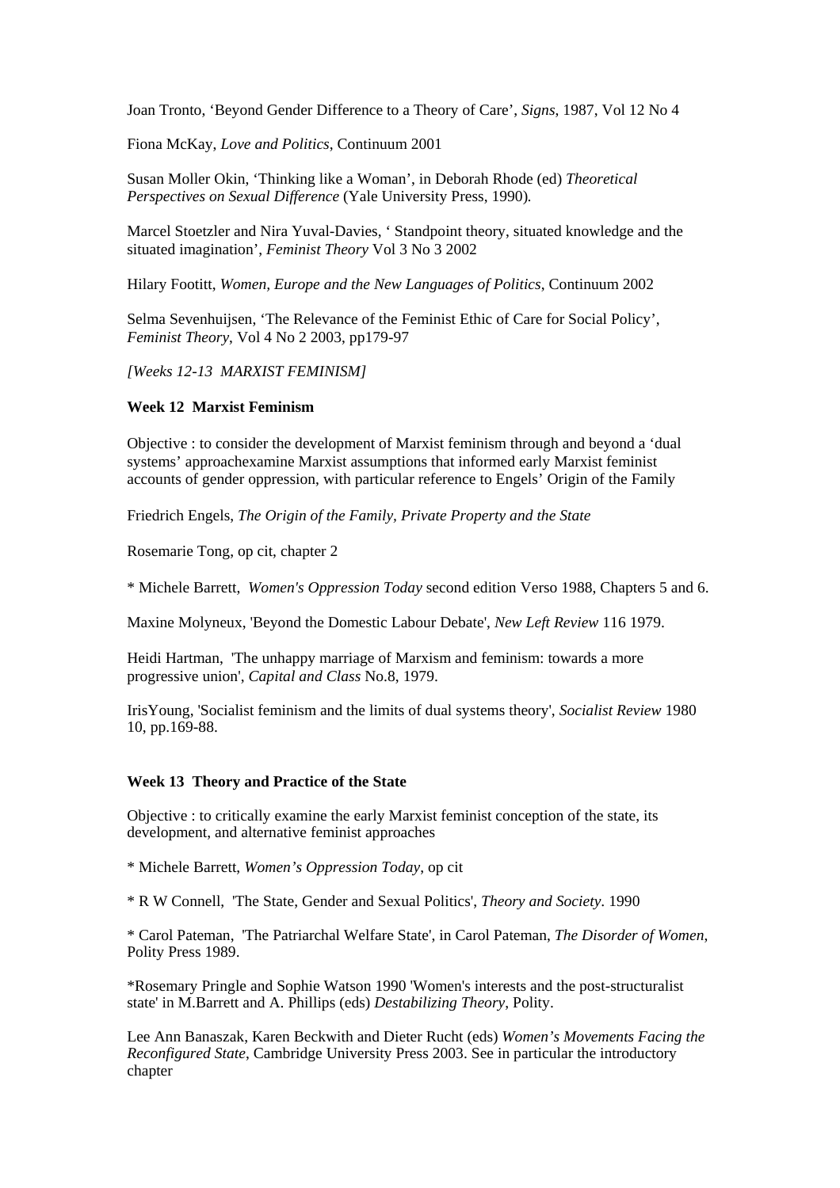Joan Tronto, 'Beyond Gender Difference to a Theory of Care', *Signs*, 1987, Vol 12 No 4

Fiona McKay, *Love and Politics*, Continuum 2001

Susan Moller Okin, 'Thinking like a Woman', in Deborah Rhode (ed) *Theoretical Perspectives on Sexual Difference* (Yale University Press, 1990).

Marcel Stoetzler and Nira Yuval-Davies, ' Standpoint theory, situated knowledge and the situated imagination', *Feminist Theory* Vol 3 No 3 2002

Hilary Footitt, *Women, Europe and the New Languages of Politics*, Continuum 2002

Selma Sevenhuijsen, 'The Relevance of the Feminist Ethic of Care for Social Policy', *Feminist Theory*, Vol 4 No 2 2003, pp179-97

*[Weeks 12-13  MARXIST FEMINISM]*

**Week 12  Marxist Feminism**

Objective : to consider the development of Marxist feminism through and beyond a 'dual systems' approachexamine Marxist assumptions that informed early Marxist feminist accounts of gender oppression, with particular reference to Engels' Origin of the Family

Friedrich Engels, *The Origin of the Family, Private Property and the State*

Rosemarie Tong, op cit, chapter 2

* Michele Barrett,  *Women's Oppression Today* second edition Verso 1988, Chapters 5 and 6.

Maxine Molyneux, 'Beyond the Domestic Labour Debate', *New Left Review* 116 1979.

Heidi Hartman,  'The unhappy marriage of Marxism and feminism: towards a more progressive union', *Capital and Class* No.8, 1979.

IrisYoung, 'Socialist feminism and the limits of dual systems theory', *Socialist Review* 1980 10, pp.169-88.

**Week 13  Theory and Practice of the State**

Objective : to critically examine the early Marxist feminist conception of the state, its development, and alternative feminist approaches

* Michele Barrett, *Women's Oppression Today*, op cit

* R W Connell,  'The State, Gender and Sexual Politics', *Theory and Society*. 1990

* Carol Pateman,  'The Patriarchal Welfare State', in Carol Pateman, *The Disorder of Women*, Polity Press 1989.

*Rosemary Pringle and Sophie Watson 1990 'Women's interests and the post-structuralist state' in M.Barrett and A. Phillips (eds) *Destabilizing Theory*, Polity.

Lee Ann Banaszak, Karen Beckwith and Dieter Rucht (eds) *Women's Movements Facing the Reconfigured State*, Cambridge University Press 2003. See in particular the introductory chapter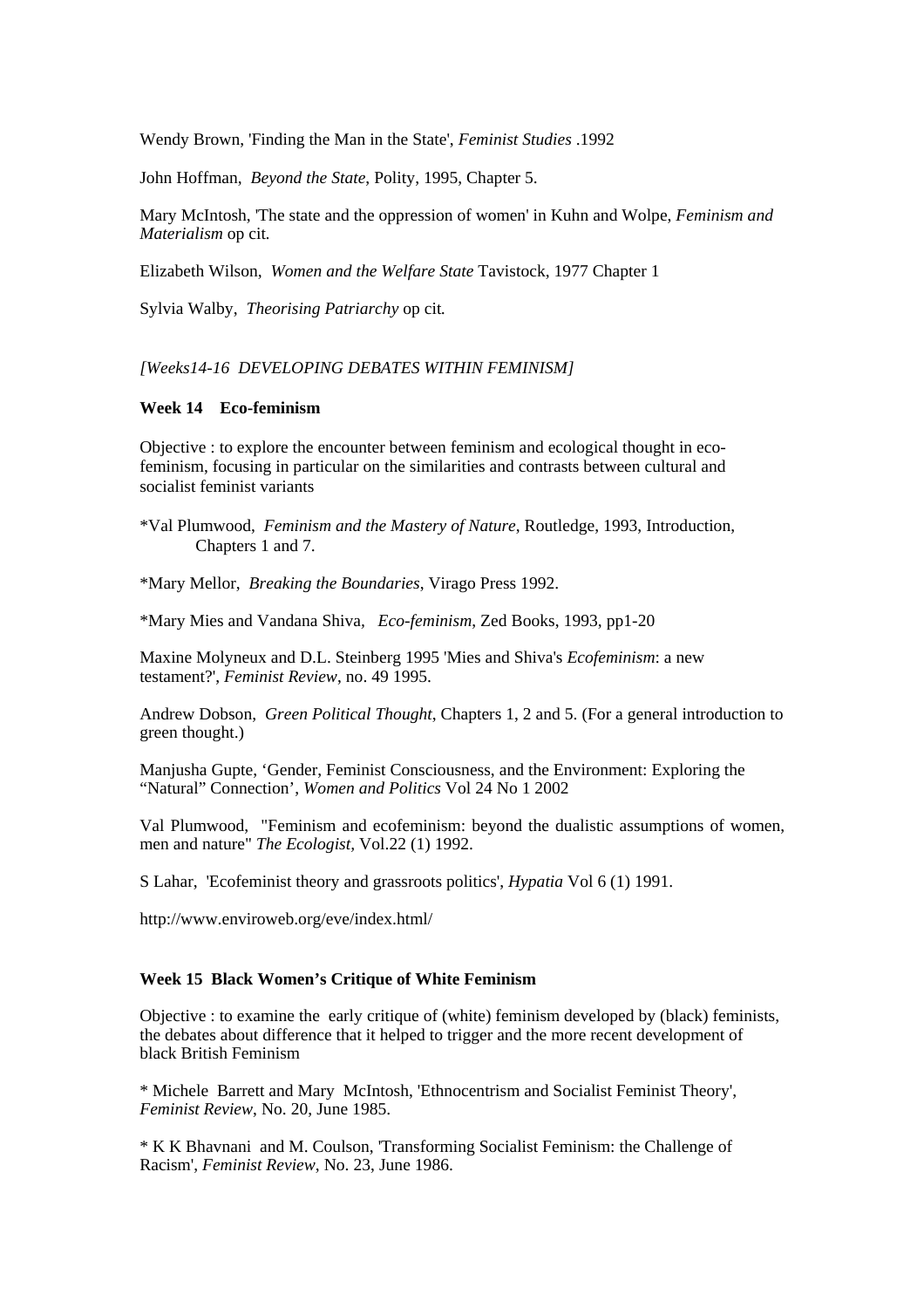Wendy Brown, 'Finding the Man in the State', *Feminist Studies* .1992

John Hoffman, *Beyond the State*, Polity, 1995, Chapter 5.

Mary McIntosh, 'The state and the oppression of women' in Kuhn and Wolpe, *Feminism and Materialism* op cit.

Elizabeth Wilson, *Women and the Welfare State* Tavistock, 1977 Chapter 1

Sylvia Walby, *Theorising Patriarchy* op cit.

*[Weeks14-16 DEVELOPING DEBATES WITHIN FEMINISM]*

**Week 14 Eco-feminism**

Objective : to explore the encounter between feminism and ecological thought in eco-feminism, focusing in particular on the similarities and contrasts between cultural and socialist feminist variants

*Val Plumwood, *Feminism and the Mastery of Nature*, Routledge, 1993, Introduction, Chapters 1 and 7.

*Mary Mellor, *Breaking the Boundaries*, Virago Press 1992.

*Mary Mies and Vandana Shiva, *Eco-feminism*, Zed Books, 1993, pp1-20

Maxine Molyneux and D.L. Steinberg 1995 'Mies and Shiva's *Ecofeminism*: a new testament?', *Feminist Review*, no. 49 1995.

Andrew Dobson, *Green Political Thought*, Chapters 1, 2 and 5. (For a general introduction to green thought.)

Manjusha Gupte, 'Gender, Feminist Consciousness, and the Environment: Exploring the "Natural" Connection', *Women and Politics* Vol 24 No 1 2002

Val Plumwood, "Feminism and ecofeminism: beyond the dualistic assumptions of women, men and nature" *The Ecologist*, Vol.22 (1) 1992.

S Lahar, 'Ecofeminist theory and grassroots politics', *Hypatia* Vol 6 (1) 1991.

http://www.enviroweb.org/eve/index.html/

**Week 15 Black Women's Critique of White Feminism**

Objective : to examine the early critique of (white) feminism developed by (black) feminists, the debates about difference that it helped to trigger and the more recent development of black British Feminism

* Michele Barrett and Mary McIntosh, 'Ethnocentrism and Socialist Feminist Theory', *Feminist Review*, No. 20, June 1985.

* K K Bhavnani and M. Coulson, 'Transforming Socialist Feminism: the Challenge of Racism', *Feminist Review*, No. 23, June 1986.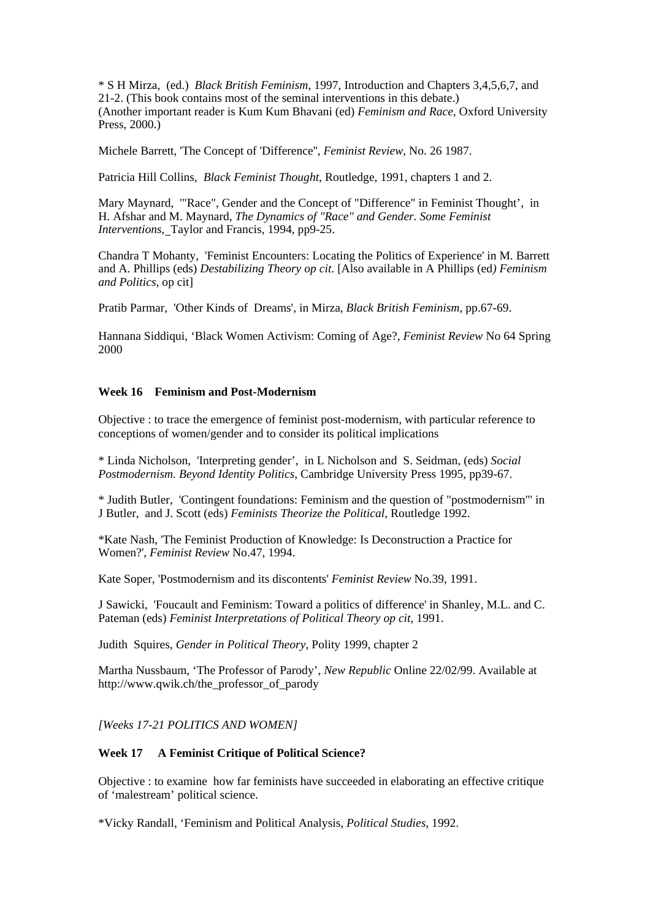* S H Mirza, (ed.) *Black British Feminism*, 1997, Introduction and Chapters 3,4,5,6,7, and 21-2. (This book contains most of the seminal interventions in this debate.)
(Another important reader is Kum Kum Bhavani (ed) *Feminism and Race*, Oxford University Press, 2000.)

Michele Barrett, 'The Concept of 'Difference'', *Feminist Review*, No. 26 1987.

Patricia Hill Collins, *Black Feminist Thought*, Routledge, 1991, chapters 1 and 2.

Mary Maynard, '"Race", Gender and the Concept of "Difference" in Feminist Thought', in H. Afshar and M. Maynard, *The Dynamics of "Race" and Gender. Some Feminist Interventions*, Taylor and Francis, 1994, pp9-25.

Chandra T Mohanty, 'Feminist Encounters: Locating the Politics of Experience' in M. Barrett and A. Phillips (eds) *Destabilizing Theory op cit*. [Also available in A Phillips (ed) *Feminism and Politics*, op cit]

Pratib Parmar, 'Other Kinds of Dreams', in Mirza, *Black British Feminism*, pp.67-69.

Hannana Siddiqui, 'Black Women Activism: Coming of Age?, *Feminist Review* No 64 Spring 2000

**Week 16 Feminism and Post-Modernism**

Objective : to trace the emergence of feminist post-modernism, with particular reference to conceptions of women/gender and to consider its political implications

* Linda Nicholson, 'Interpreting gender', in L Nicholson and S. Seidman, (eds) *Social Postmodernism. Beyond Identity Politics*, Cambridge University Press 1995, pp39-67.

* Judith Butler, 'Contingent foundations: Feminism and the question of "postmodernism"' in J Butler, and J. Scott (eds) *Feminists Theorize the Political*, Routledge 1992.

*Kate Nash, 'The Feminist Production of Knowledge: Is Deconstruction a Practice for Women?', *Feminist Review* No.47, 1994.

Kate Soper, 'Postmodernism and its discontents' *Feminist Review* No.39, 1991.

J Sawicki, 'Foucault and Feminism: Toward a politics of difference' in Shanley, M.L. and C. Pateman (eds) *Feminist Interpretations of Political Theory op cit,* 1991.

Judith Squires, *Gender in Political Theory*, Polity 1999, chapter 2

Martha Nussbaum, 'The Professor of Parody', *New Republic* Online 22/02/99. Available at http://www.qwik.ch/the_professor_of_parody

*[Weeks 17-21 POLITICS AND WOMEN]*

**Week 17 A Feminist Critique of Political Science?**

Objective : to examine how far feminists have succeeded in elaborating an effective critique of 'malestream' political science.

*Vicky Randall, 'Feminism and Political Analysis, *Political Studies*, 1992.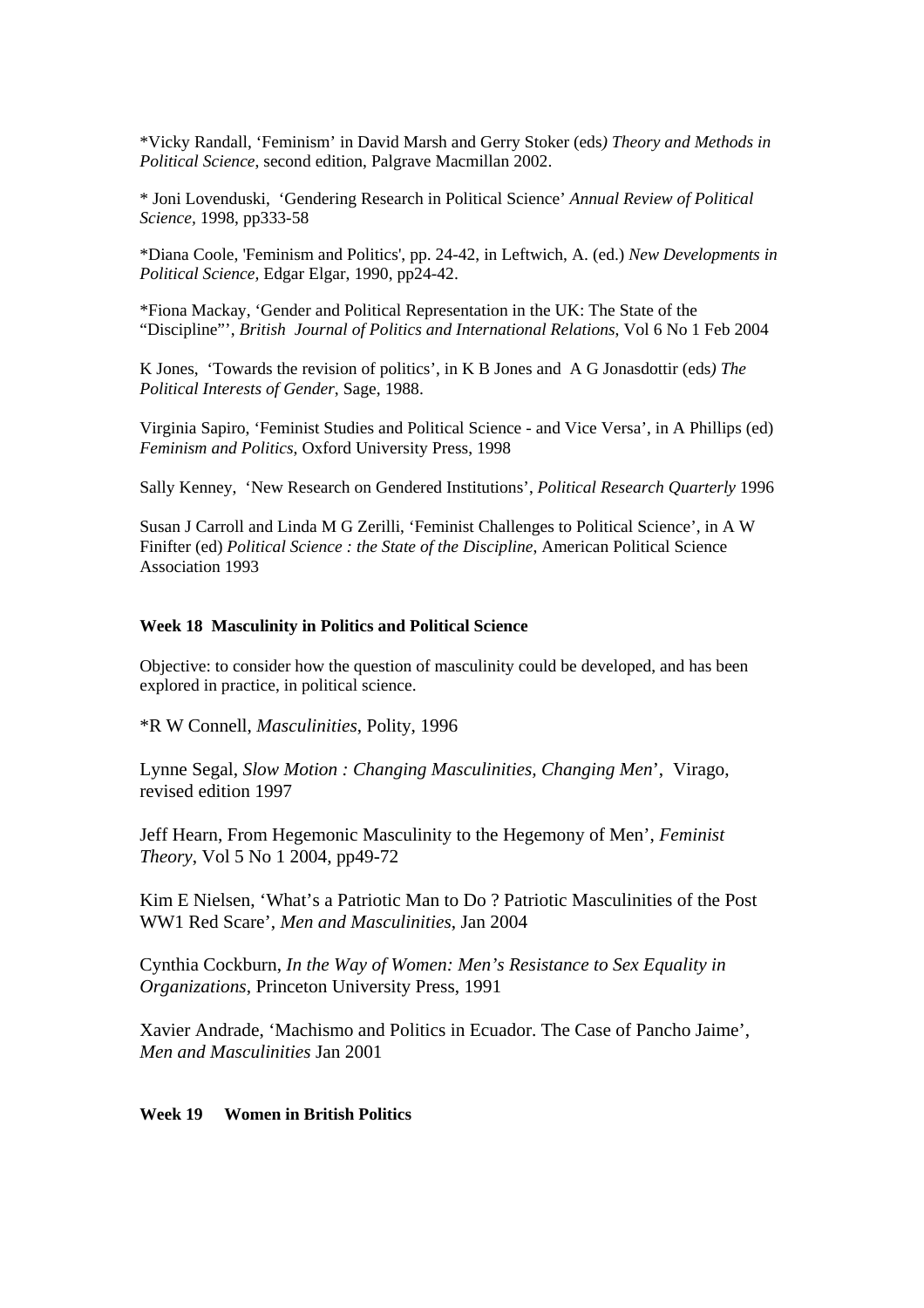*Vicky Randall, 'Feminism' in David Marsh and Gerry Stoker (eds*) Theory and Methods in Political Science*, second edition, Palgrave Macmillan 2002.

* Joni Lovenduski, 'Gendering Research in Political Science' *Annual Review of Political Science,* 1998, pp333-58

*Diana Coole, 'Feminism and Politics', pp. 24-42, in Leftwich, A. (ed.) *New Developments in Political Science,* Edgar Elgar, 1990, pp24-42.

*Fiona Mackay, 'Gender and Political Representation in the UK: The State of the "Discipline"', *British Journal of Politics and International Relations,* Vol 6 No 1 Feb 2004

K Jones, 'Towards the revision of politics', in K B Jones and A G Jonasdottir (eds*) The Political Interests of Gender*, Sage, 1988.

Virginia Sapiro, 'Feminist Studies and Political Science - and Vice Versa', in A Phillips (ed) *Feminism and Politics*, Oxford University Press, 1998

Sally Kenney, 'New Research on Gendered Institutions', *Political Research Quarterly* 1996

Susan J Carroll and Linda M G Zerilli, 'Feminist Challenges to Political Science', in A W Finifter (ed) *Political Science : the State of the Discipline*, American Political Science Association 1993

**Week 18 Masculinity in Politics and Political Science**

Objective: to consider how the question of masculinity could be developed, and has been explored in practice, in political science.

*R W Connell, *Masculinities*, Polity, 1996

Lynne Segal, *Slow Motion : Changing Masculinities, Changing Men*', Virago, revised edition 1997

Jeff Hearn, From Hegemonic Masculinity to the Hegemony of Men', *Feminist Theory*, Vol 5 No 1 2004, pp49-72

Kim E Nielsen, 'What's a Patriotic Man to Do ? Patriotic Masculinities of the Post WW1 Red Scare', *Men and Masculinities*, Jan 2004

Cynthia Cockburn, *In the Way of Women: Men's Resistance to Sex Equality in Organizations*, Princeton University Press, 1991

Xavier Andrade, 'Machismo and Politics in Ecuador. The Case of Pancho Jaime', *Men and Masculinities* Jan 2001

**Week 19 Women in British Politics**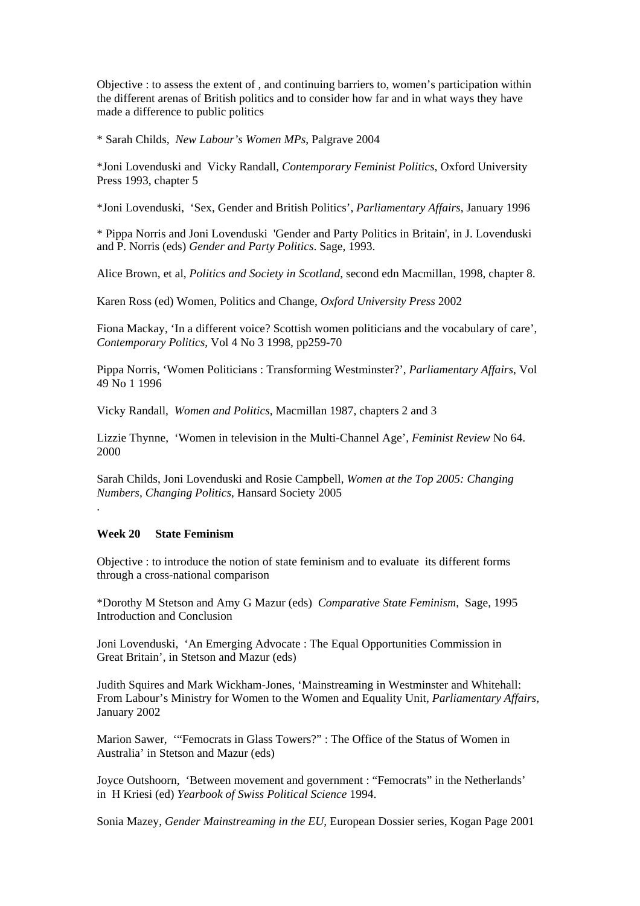Objective : to assess the extent of , and continuing barriers to, women's participation within the different arenas of British politics and to consider how far and in what ways they have made a difference to public politics

* Sarah Childs, *New Labour's Women MPs*, Palgrave 2004

*Joni Lovenduski and Vicky Randall, *Contemporary Feminist Politics*, Oxford University Press 1993, chapter 5

*Joni Lovenduski, 'Sex, Gender and British Politics', *Parliamentary Affairs*, January 1996

* Pippa Norris and Joni Lovenduski 'Gender and Party Politics in Britain', in J. Lovenduski and P. Norris (eds) *Gender and Party Politics*. Sage, 1993.

Alice Brown, et al, *Politics and Society in Scotland*, second edn Macmillan, 1998, chapter 8.

Karen Ross (ed) Women, Politics and Change, *Oxford University Press* 2002

Fiona Mackay, 'In a different voice? Scottish women politicians and the vocabulary of care', *Contemporary Politics*, Vol 4 No 3 1998, pp259-70

Pippa Norris, 'Women Politicians : Transforming Westminster?', *Parliamentary Affairs*, Vol 49 No 1 1996

Vicky Randall, *Women and Politics*, Macmillan 1987, chapters 2 and 3

Lizzie Thynne, 'Women in television in the Multi-Channel Age', *Feminist Review* No 64. 2000

Sarah Childs, Joni Lovenduski and Rosie Campbell, *Women at the Top 2005: Changing Numbers, Changing Politics*, Hansard Society 2005

.

**Week 20 State Feminism**

Objective : to introduce the notion of state feminism and to evaluate its different forms through a cross-national comparison

*Dorothy M Stetson and Amy G Mazur (eds) *Comparative State Feminism*, Sage, 1995 Introduction and Conclusion

Joni Lovenduski, 'An Emerging Advocate : The Equal Opportunities Commission in Great Britain', in Stetson and Mazur (eds)

Judith Squires and Mark Wickham-Jones, 'Mainstreaming in Westminster and Whitehall: From Labour's Ministry for Women to the Women and Equality Unit, *Parliamentary Affairs*, January 2002

Marion Sawer, '"Femocrats in Glass Towers?" : The Office of the Status of Women in Australia' in Stetson and Mazur (eds)

Joyce Outshoorn, 'Between movement and government : "Femocrats" in the Netherlands' in H Kriesi (ed) *Yearbook of Swiss Political Science* 1994.

Sonia Mazey, *Gender Mainstreaming in the EU*, European Dossier series, Kogan Page 2001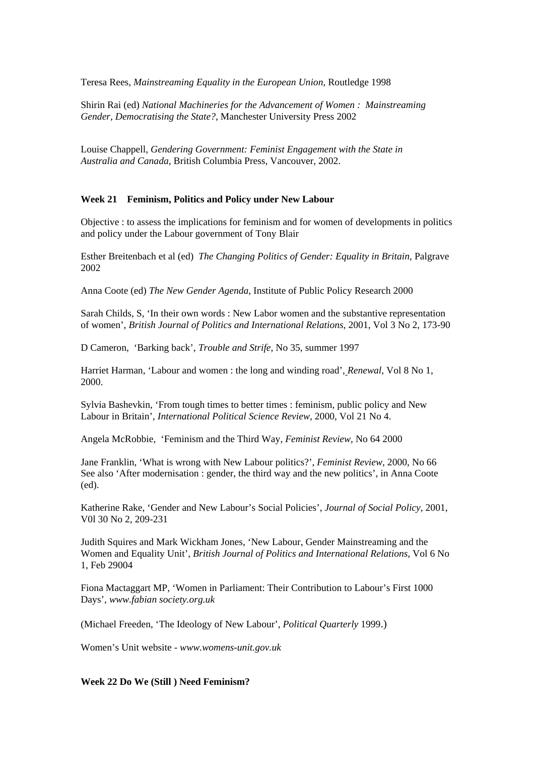Teresa Rees, *Mainstreaming Equality in the European Union*, Routledge 1998

Shirin Rai (ed) *National Machineries for the Advancement of Women : Mainstreaming Gender, Democratising the State?,* Manchester University Press 2002

Louise Chappell, *Gendering Government: Feminist Engagement with the State in Australia and Canada*, British Columbia Press, Vancouver, 2002.

**Week 21 Feminism, Politics and Policy under New Labour**

Objective : to assess the implications for feminism and for women of developments in politics and policy under the Labour government of Tony Blair

Esther Breitenbach et al (ed) *The Changing Politics of Gender: Equality in Britain*, Palgrave 2002

Anna Coote (ed) *The New Gender Agenda,* Institute of Public Policy Research 2000

Sarah Childs, S, 'In their own words : New Labor women and the substantive representation of women', *British Journal of Politics and International Relations*, 2001, Vol 3 No 2, 173-90

D Cameron, 'Barking back', *Trouble and Strife*, No 35, summer 1997

Harriet Harman, 'Labour and women : the long and winding road', *Renewal*, Vol 8 No 1, 2000.

Sylvia Bashevkin, 'From tough times to better times : feminism, public policy and New Labour in Britain', *International Political Science Review*, 2000, Vol 21 No 4.

Angela McRobbie, 'Feminism and the Third Way, *Feminist Review*, No 64 2000

Jane Franklin, 'What is wrong with New Labour politics?', *Feminist Review*, 2000, No 66 See also 'After modernisation : gender, the third way and the new politics', in Anna Coote (ed).

Katherine Rake, 'Gender and New Labour's Social Policies', *Journal of Social Policy*, 2001, V0l 30 No 2, 209-231

Judith Squires and Mark Wickham Jones, 'New Labour, Gender Mainstreaming and the Women and Equality Unit', *British Journal of Politics and International Relations*, Vol 6 No 1, Feb 29004

Fiona Mactaggart MP, 'Women in Parliament: Their Contribution to Labour's First 1000 Days', *www.fabian society.org.uk*

(Michael Freeden, 'The Ideology of New Labour', *Political Quarterly* 1999.)

Women's Unit website - *www.womens-unit.gov.uk*

**Week 22 Do We (Still ) Need Feminism?**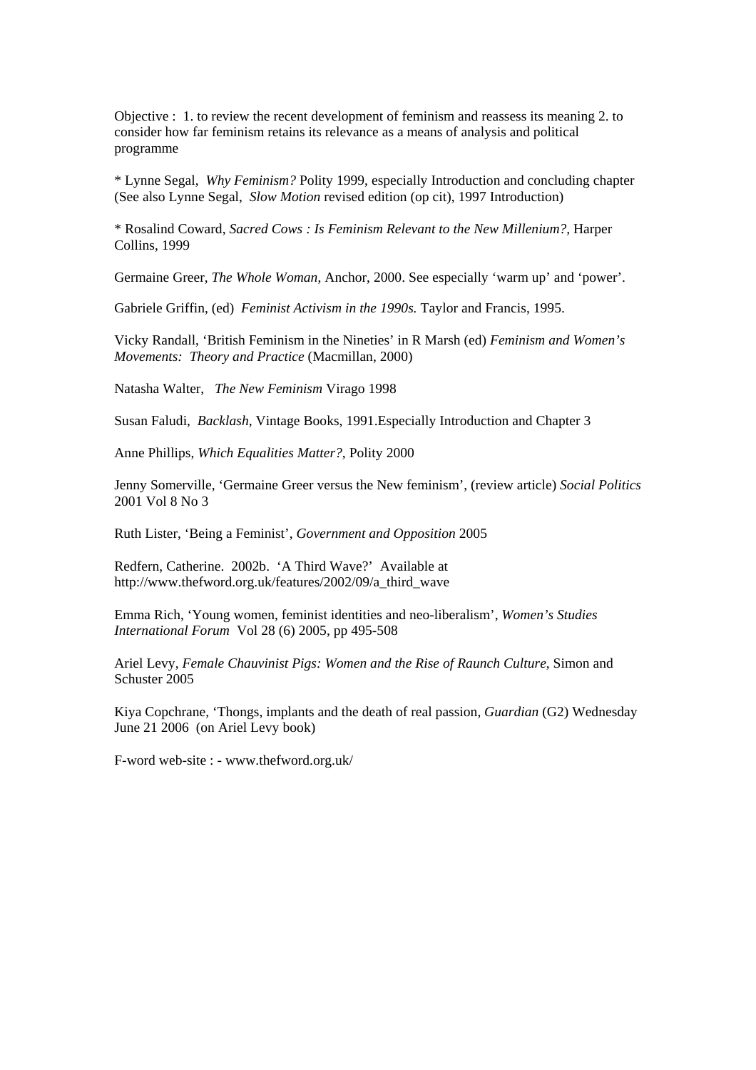Objective : 1. to review the recent development of feminism and reassess its meaning 2. to consider how far feminism retains its relevance as a means of analysis and political programme

* Lynne Segal, *Why Feminism?* Polity 1999, especially Introduction and concluding chapter (See also Lynne Segal, *Slow Motion* revised edition (op cit), 1997 Introduction)

* Rosalind Coward, *Sacred Cows : Is Feminism Relevant to the New Millenium?*, Harper Collins, 1999

Germaine Greer, *The Whole Woman*, Anchor, 2000. See especially 'warm up' and 'power'.

Gabriele Griffin, (ed) *Feminist Activism in the 1990s.* Taylor and Francis, 1995.

Vicky Randall, 'British Feminism in the Nineties' in R Marsh (ed) *Feminism and Women's Movements: Theory and Practice* (Macmillan, 2000)

Natasha Walter, *The New Feminism* Virago 1998

Susan Faludi, *Backlash*, Vintage Books, 1991.Especially Introduction and Chapter 3

Anne Phillips, *Which Equalities Matter?*, Polity 2000

Jenny Somerville, 'Germaine Greer versus the New feminism', (review article) *Social Politics* 2001 Vol 8 No 3

Ruth Lister, 'Being a Feminist', *Government and Opposition* 2005

Redfern, Catherine. 2002b. 'A Third Wave?' Available at http://www.thefword.org.uk/features/2002/09/a_third_wave

Emma Rich, 'Young women, feminist identities and neo-liberalism', *Women's Studies International Forum* Vol 28 (6) 2005, pp 495-508

Ariel Levy, *Female Chauvinist Pigs: Women and the Rise of Raunch Culture*, Simon and Schuster 2005

Kiya Copchrane, 'Thongs, implants and the death of real passion, *Guardian* (G2) Wednesday June 21 2006 (on Ariel Levy book)

F-word web-site : - www.thefword.org.uk/